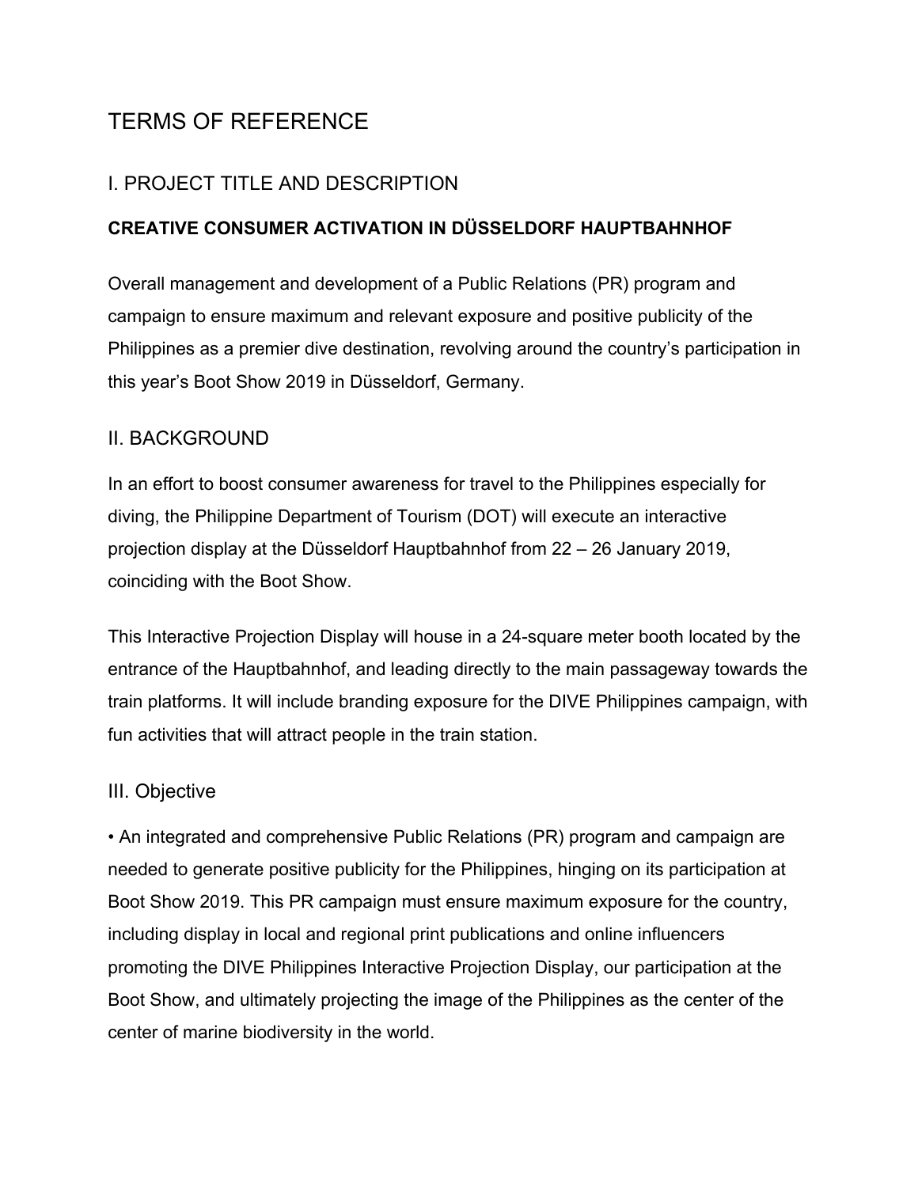# TERMS OF REFERENCE

## I. PROJECT TITLE AND DESCRIPTION

**CREATIVE CONSUMER ACTIVATION IN DÜSSELDORF HAUPTBAHNHOF**

Overall management and development of a Public Relations (PR) program and campaign to ensure maximum and relevant exposure and positive publicity of the Philippines as a premier dive destination, revolving around the country's participation in this year's Boot Show 2019 in Düsseldorf, Germany.

## II. BACKGROUND

In an effort to boost consumer awareness for travel to the Philippines especially for diving, the Philippine Department of Tourism (DOT) will execute an interactive projection display at the Düsseldorf Hauptbahnhof from 22 – 26 January 2019, coinciding with the Boot Show.

This Interactive Projection Display will house in a 24-square meter booth located by the entrance of the Hauptbahnhof, and leading directly to the main passageway towards the train platforms. It will include branding exposure for the DIVE Philippines campaign, with fun activities that will attract people in the train station.

## III. Objective

- An integrated and comprehensive Public Relations (PR) program and campaign are needed to generate positive publicity for the Philippines, hinging on its participation at Boot Show 2019. This PR campaign must ensure maximum exposure for the country, including display in local and regional print publications and online influencers promoting the DIVE Philippines Interactive Projection Display, our participation at the Boot Show, and ultimately projecting the image of the Philippines as the center of the center of marine biodiversity in the world.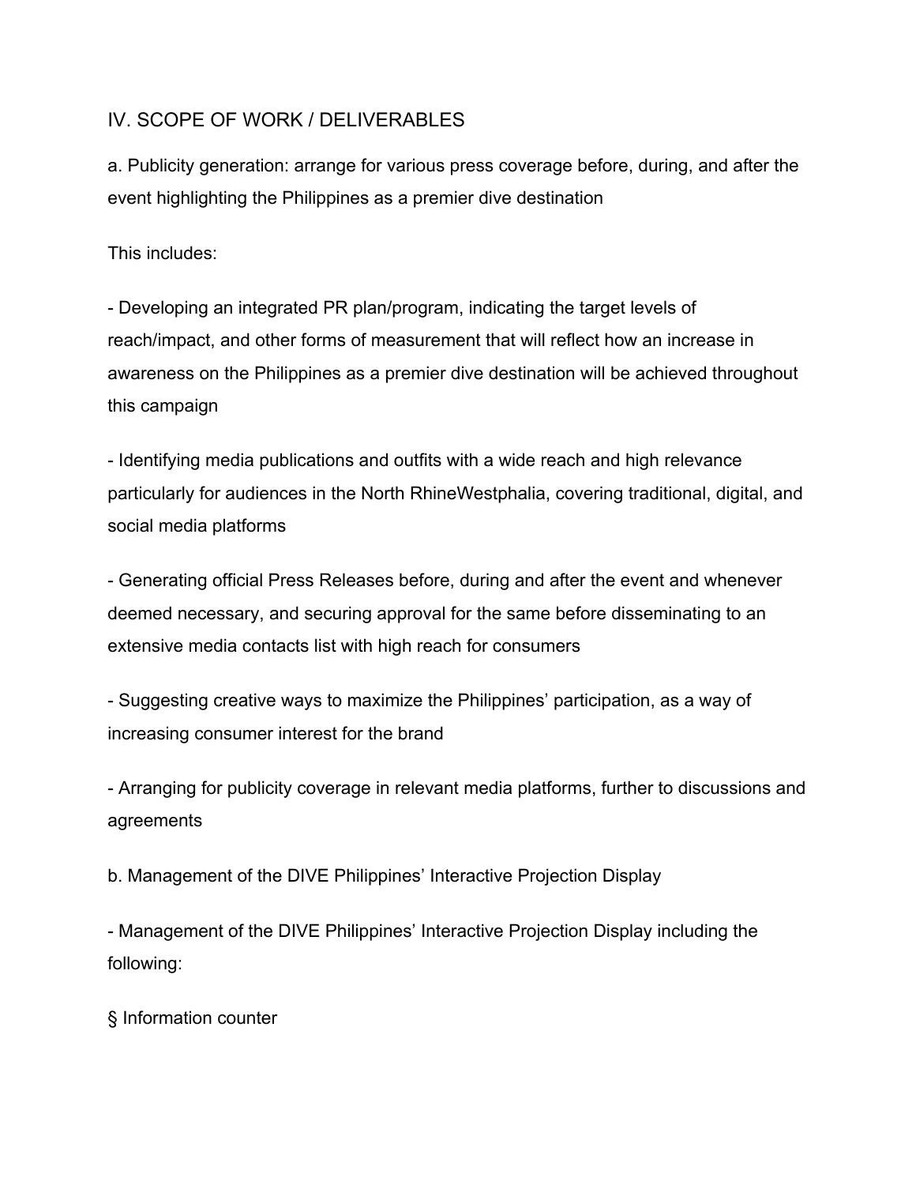## IV. SCOPE OF WORK / DELIVERABLES

a. Publicity generation: arrange for various press coverage before, during, and after the event highlighting the Philippines as a premier dive destination

This includes:

- Developing an integrated PR plan/program, indicating the target levels of reach/impact, and other forms of measurement that will reflect how an increase in awareness on the Philippines as a premier dive destination will be achieved throughout this campaign

- Identifying media publications and outfits with a wide reach and high relevance particularly for audiences in the North RhineWestphalia, covering traditional, digital, and social media platforms

- Generating official Press Releases before, during and after the event and whenever deemed necessary, and securing approval for the same before disseminating to an extensive media contacts list with high reach for consumers

- Suggesting creative ways to maximize the Philippines' participation, as a way of increasing consumer interest for the brand

- Arranging for publicity coverage in relevant media platforms, further to discussions and agreements

b. Management of the DIVE Philippines' Interactive Projection Display

- Management of the DIVE Philippines' Interactive Projection Display including the following:

§ Information counter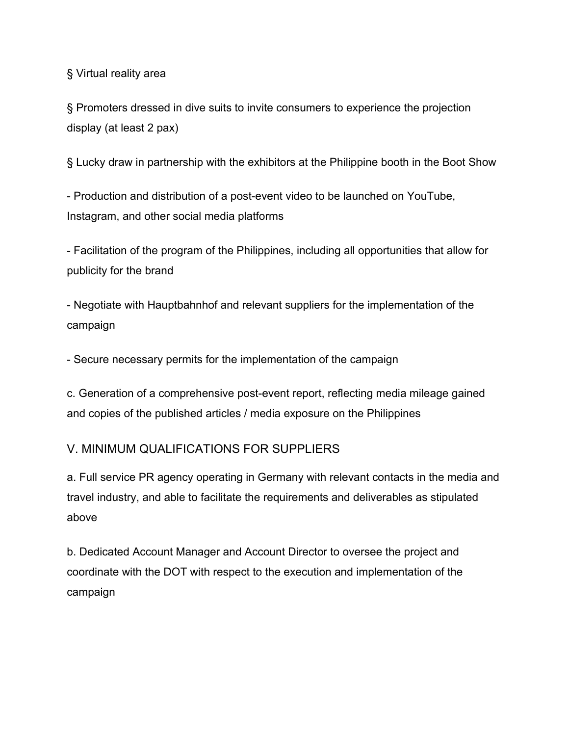§ Virtual reality area

§ Promoters dressed in dive suits to invite consumers to experience the projection display (at least 2 pax)

§ Lucky draw in partnership with the exhibitors at the Philippine booth in the Boot Show

- Production and distribution of a post-event video to be launched on YouTube, Instagram, and other social media platforms

- Facilitation of the program of the Philippines, including all opportunities that allow for publicity for the brand

- Negotiate with Hauptbahnhof and relevant suppliers for the implementation of the campaign

- Secure necessary permits for the implementation of the campaign

c. Generation of a comprehensive post-event report, reflecting media mileage gained and copies of the published articles / media exposure on the Philippines

## V. MINIMUM QUALIFICATIONS FOR SUPPLIERS

a. Full service PR agency operating in Germany with relevant contacts in the media and travel industry, and able to facilitate the requirements and deliverables as stipulated above

b. Dedicated Account Manager and Account Director to oversee the project and coordinate with the DOT with respect to the execution and implementation of the campaign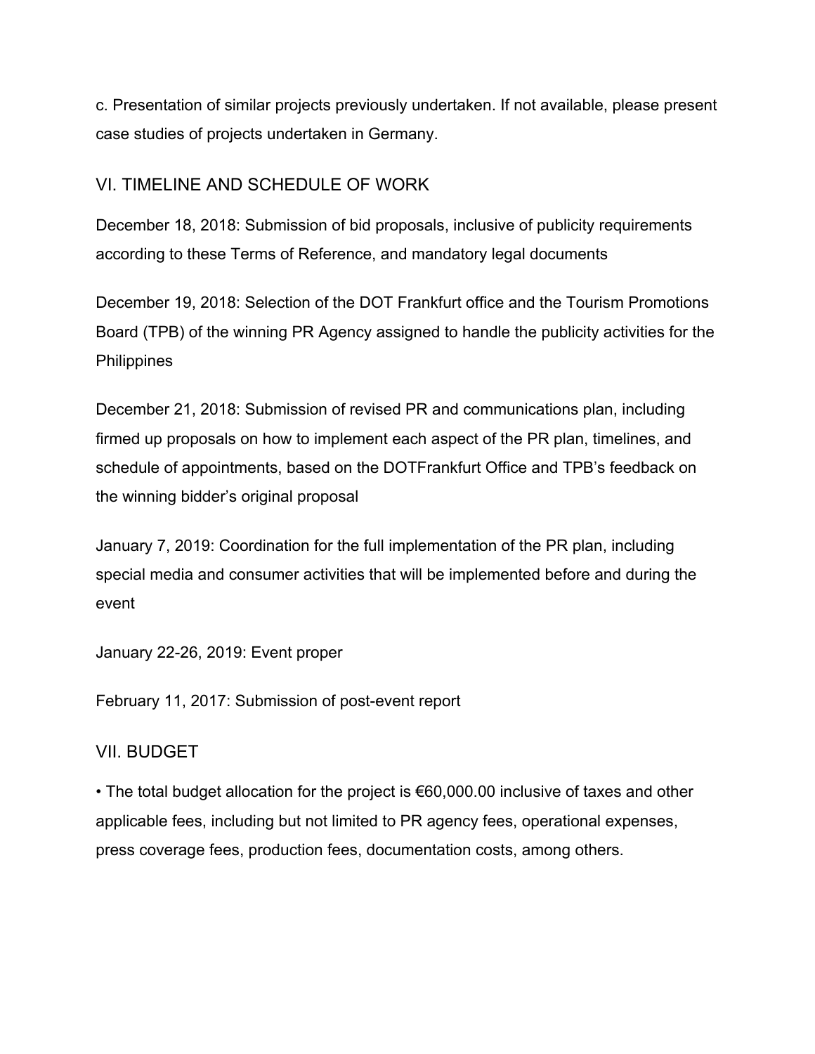c. Presentation of similar projects previously undertaken. If not available, please present case studies of projects undertaken in Germany.

## VI. TIMELINE AND SCHEDULE OF WORK

December 18, 2018: Submission of bid proposals, inclusive of publicity requirements according to these Terms of Reference, and mandatory legal documents

December 19, 2018: Selection of the DOT Frankfurt office and the Tourism Promotions Board (TPB) of the winning PR Agency assigned to handle the publicity activities for the Philippines

December 21, 2018: Submission of revised PR and communications plan, including firmed up proposals on how to implement each aspect of the PR plan, timelines, and schedule of appointments, based on the DOTFrankfurt Office and TPB's feedback on the winning bidder's original proposal

January 7, 2019: Coordination for the full implementation of the PR plan, including special media and consumer activities that will be implemented before and during the event

January 22-26, 2019: Event proper

February 11, 2017: Submission of post-event report

## VII. BUDGET

- The total budget allocation for the project is €60,000.00 inclusive of taxes and other applicable fees, including but not limited to PR agency fees, operational expenses, press coverage fees, production fees, documentation costs, among others.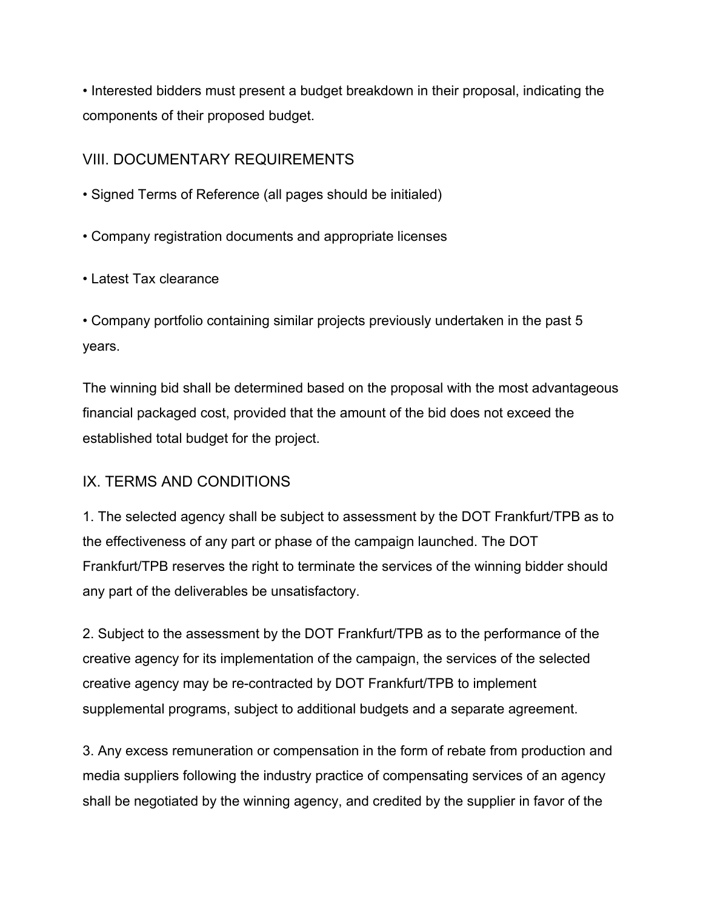- Interested bidders must present a budget breakdown in their proposal, indicating the components of their proposed budget.

## VIII. DOCUMENTARY REQUIREMENTS

- Signed Terms of Reference (all pages should be initialed)
- Company registration documents and appropriate licenses
- Latest Tax clearance
- Company portfolio containing similar projects previously undertaken in the past 5 years.

The winning bid shall be determined based on the proposal with the most advantageous financial packaged cost, provided that the amount of the bid does not exceed the established total budget for the project.

## IX. TERMS AND CONDITIONS

1. The selected agency shall be subject to assessment by the DOT Frankfurt/TPB as to the effectiveness of any part or phase of the campaign launched. The DOT Frankfurt/TPB reserves the right to terminate the services of the winning bidder should any part of the deliverables be unsatisfactory.

2. Subject to the assessment by the DOT Frankfurt/TPB as to the performance of the creative agency for its implementation of the campaign, the services of the selected creative agency may be re-contracted by DOT Frankfurt/TPB to implement supplemental programs, subject to additional budgets and a separate agreement.

3. Any excess remuneration or compensation in the form of rebate from production and media suppliers following the industry practice of compensating services of an agency shall be negotiated by the winning agency, and credited by the supplier in favor of the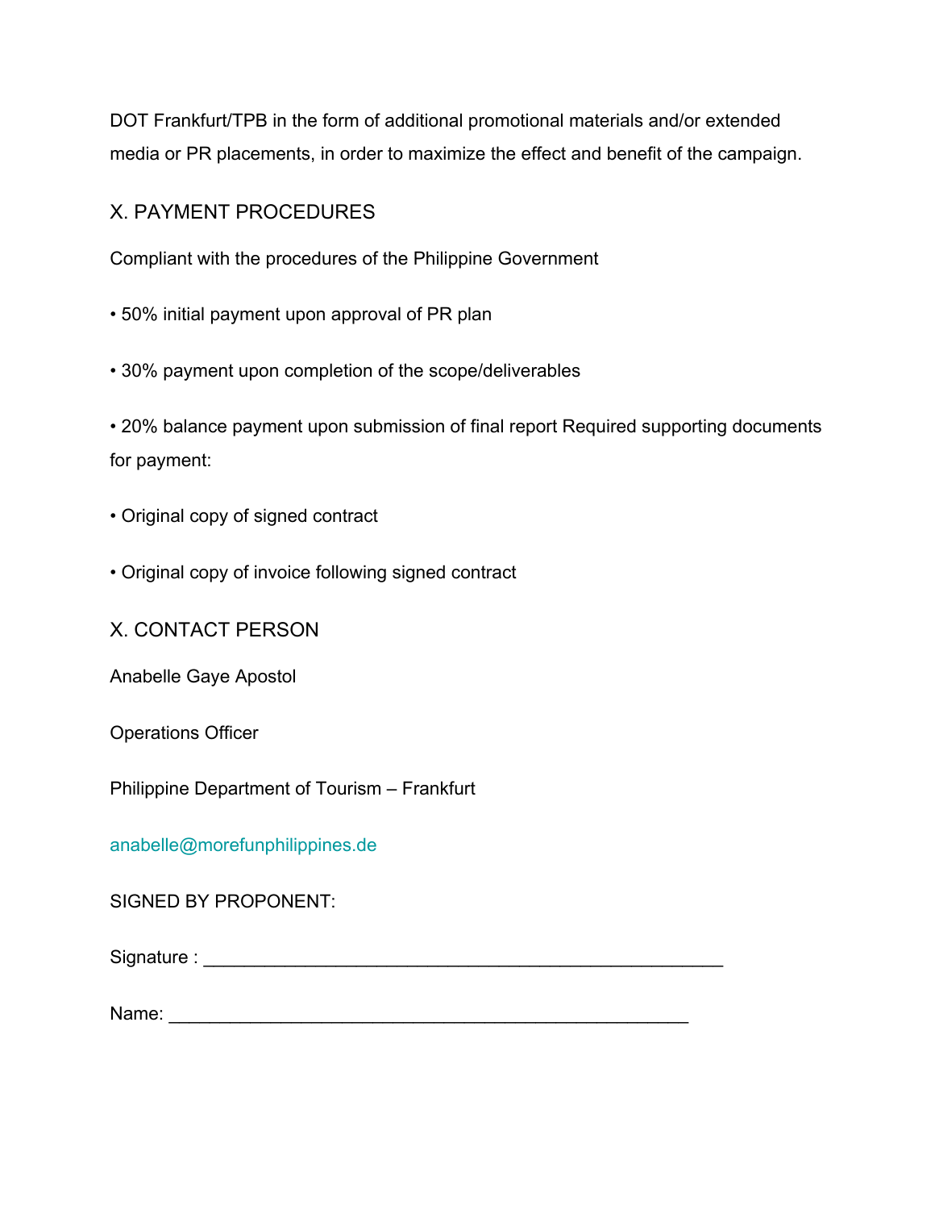DOT Frankfurt/TPB in the form of additional promotional materials and/or extended media or PR placements, in order to maximize the effect and benefit of the campaign.

## X. PAYMENT PROCEDURES

Compliant with the procedures of the Philippine Government

- 50% initial payment upon approval of PR plan
- 30% payment upon completion of the scope/deliverables
- 20% balance payment upon submission of final report Required supporting documents for payment:
- Original copy of signed contract
- Original copy of invoice following signed contract

## X. CONTACT PERSON

Anabelle Gaye Apostol

Operations Officer

Philippine Department of Tourism – Frankfurt

anabelle@morefunphilippines.de

SIGNED BY PROPONENT:

Signature : ___________________________________________________

Name: ___________________________________________________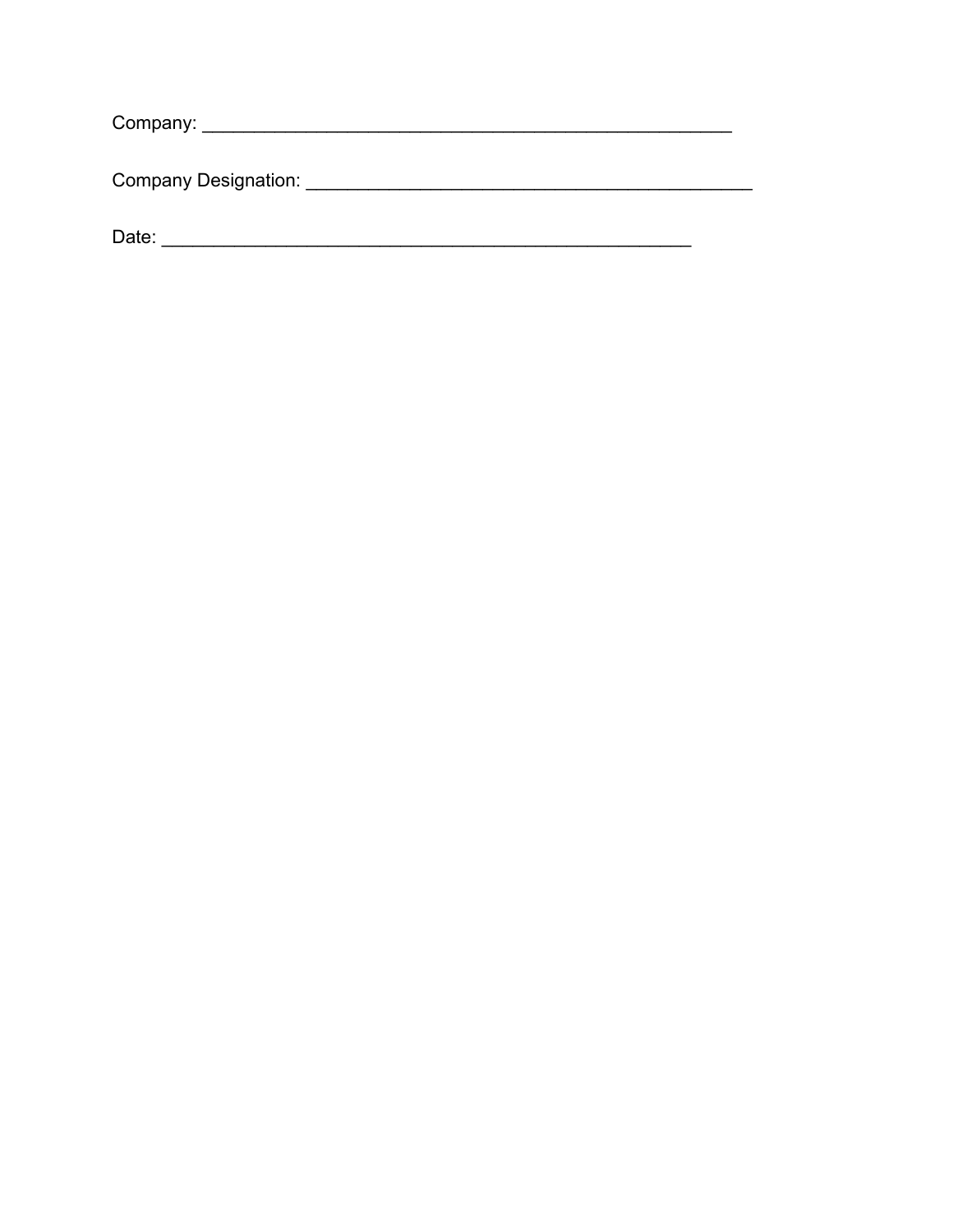Company: ______________________________________________________

Company Designation: ____________________________________________

Date: ______________________________________________________